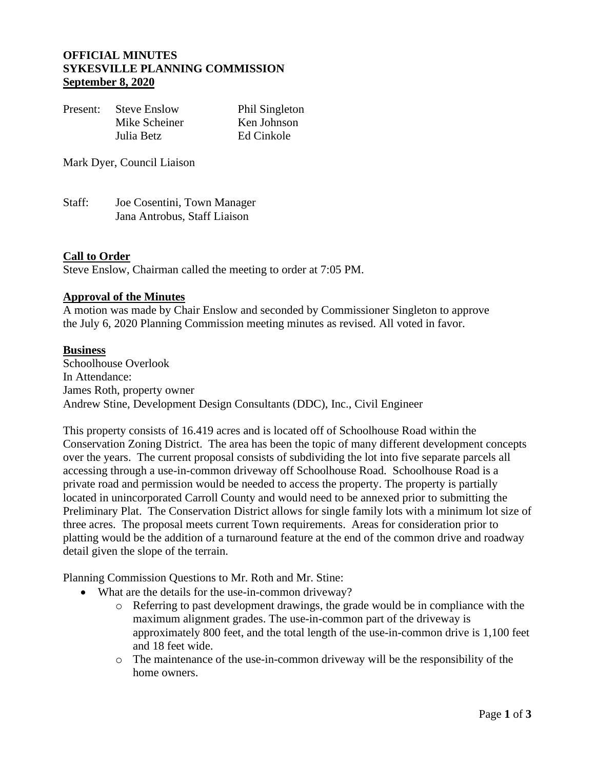**OFFICIAL MINUTES**
**SYKESVILLE PLANNING COMMISSION**
**<u>September 8, 2020</u>**

| Present: | Steve Enslow | Phil Singleton |
|---|---|---|
| | Mike Scheiner | Ken Johnson |
| | Julia Betz | Ed Cinkole |

Mark Dyer, Council Liaison

Staff: Joe Cosentini, Town Manager
Jana Antrobus, Staff Liaison

**<u>Call to Order</u>**
Steve Enslow, Chairman called the meeting to order at 7:05 PM.

**<u>Approval of the Minutes</u>**
A motion was made by Chair Enslow and seconded by Commissioner Singleton to approve the July 6, 2020 Planning Commission meeting minutes as revised. All voted in favor.

**<u>Business</u>**
Schoolhouse Overlook
In Attendance:
James Roth, property owner
Andrew Stine, Development Design Consultants (DDC), Inc., Civil Engineer

This property consists of 16.419 acres and is located off of Schoolhouse Road within the Conservation Zoning District. The area has been the topic of many different development concepts over the years. The current proposal consists of subdividing the lot into five separate parcels all accessing through a use-in-common driveway off Schoolhouse Road. Schoolhouse Road is a private road and permission would be needed to access the property. The property is partially located in unincorporated Carroll County and would need to be annexed prior to submitting the Preliminary Plat. The Conservation District allows for single family lots with a minimum lot size of three acres. The proposal meets current Town requirements. Areas for consideration prior to platting would be the addition of a turnaround feature at the end of the common drive and roadway detail given the slope of the terrain.

Planning Commission Questions to Mr. Roth and Mr. Stine:

- What are the details for the use-in-common driveway?
  - Referring to past development drawings, the grade would be in compliance with the maximum alignment grades. The use-in-common part of the driveway is approximately 800 feet, and the total length of the use-in-common drive is 1,100 feet and 18 feet wide.
  - The maintenance of the use-in-common driveway will be the responsibility of the home owners.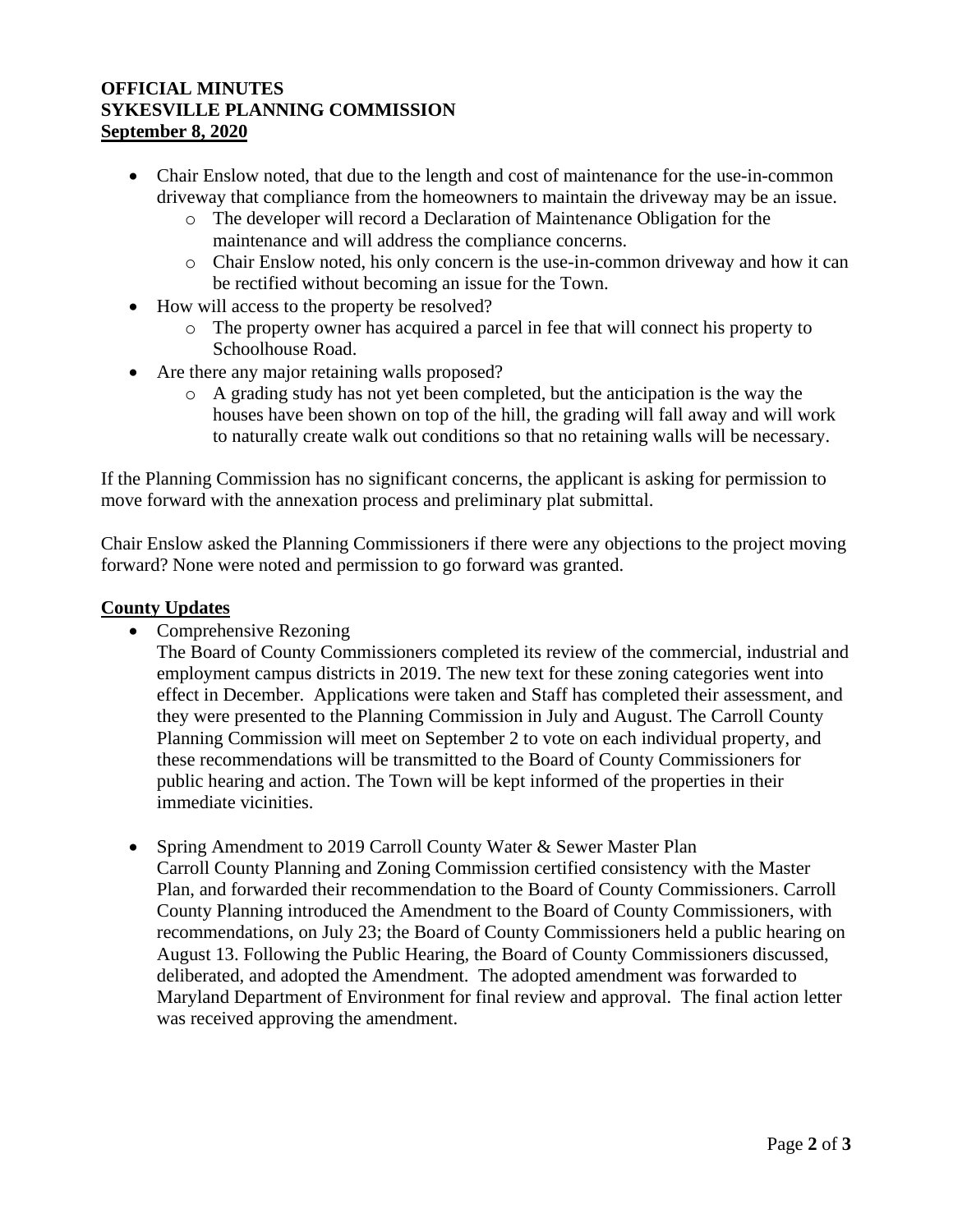**OFFICIAL MINUTES**
**SYKESVILLE PLANNING COMMISSION**
**September 8, 2020**

- Chair Enslow noted, that due to the length and cost of maintenance for the use-in-common driveway that compliance from the homeowners to maintain the driveway may be an issue.
  - The developer will record a Declaration of Maintenance Obligation for the maintenance and will address the compliance concerns.
  - Chair Enslow noted, his only concern is the use-in-common driveway and how it can be rectified without becoming an issue for the Town.
- How will access to the property be resolved?
  - The property owner has acquired a parcel in fee that will connect his property to Schoolhouse Road.
- Are there any major retaining walls proposed?
  - A grading study has not yet been completed, but the anticipation is the way the houses have been shown on top of the hill, the grading will fall away and will work to naturally create walk out conditions so that no retaining walls will be necessary.

If the Planning Commission has no significant concerns, the applicant is asking for permission to move forward with the annexation process and preliminary plat submittal.

Chair Enslow asked the Planning Commissioners if there were any objections to the project moving forward? None were noted and permission to go forward was granted.

**County Updates**

- Comprehensive Rezoning
  The Board of County Commissioners completed its review of the commercial, industrial and employment campus districts in 2019. The new text for these zoning categories went into effect in December. Applications were taken and Staff has completed their assessment, and they were presented to the Planning Commission in July and August. The Carroll County Planning Commission will meet on September 2 to vote on each individual property, and these recommendations will be transmitted to the Board of County Commissioners for public hearing and action. The Town will be kept informed of the properties in their immediate vicinities.

- Spring Amendment to 2019 Carroll County Water & Sewer Master Plan
  Carroll County Planning and Zoning Commission certified consistency with the Master Plan, and forwarded their recommendation to the Board of County Commissioners. Carroll County Planning introduced the Amendment to the Board of County Commissioners, with recommendations, on July 23; the Board of County Commissioners held a public hearing on August 13. Following the Public Hearing, the Board of County Commissioners discussed, deliberated, and adopted the Amendment. The adopted amendment was forwarded to Maryland Department of Environment for final review and approval. The final action letter was received approving the amendment.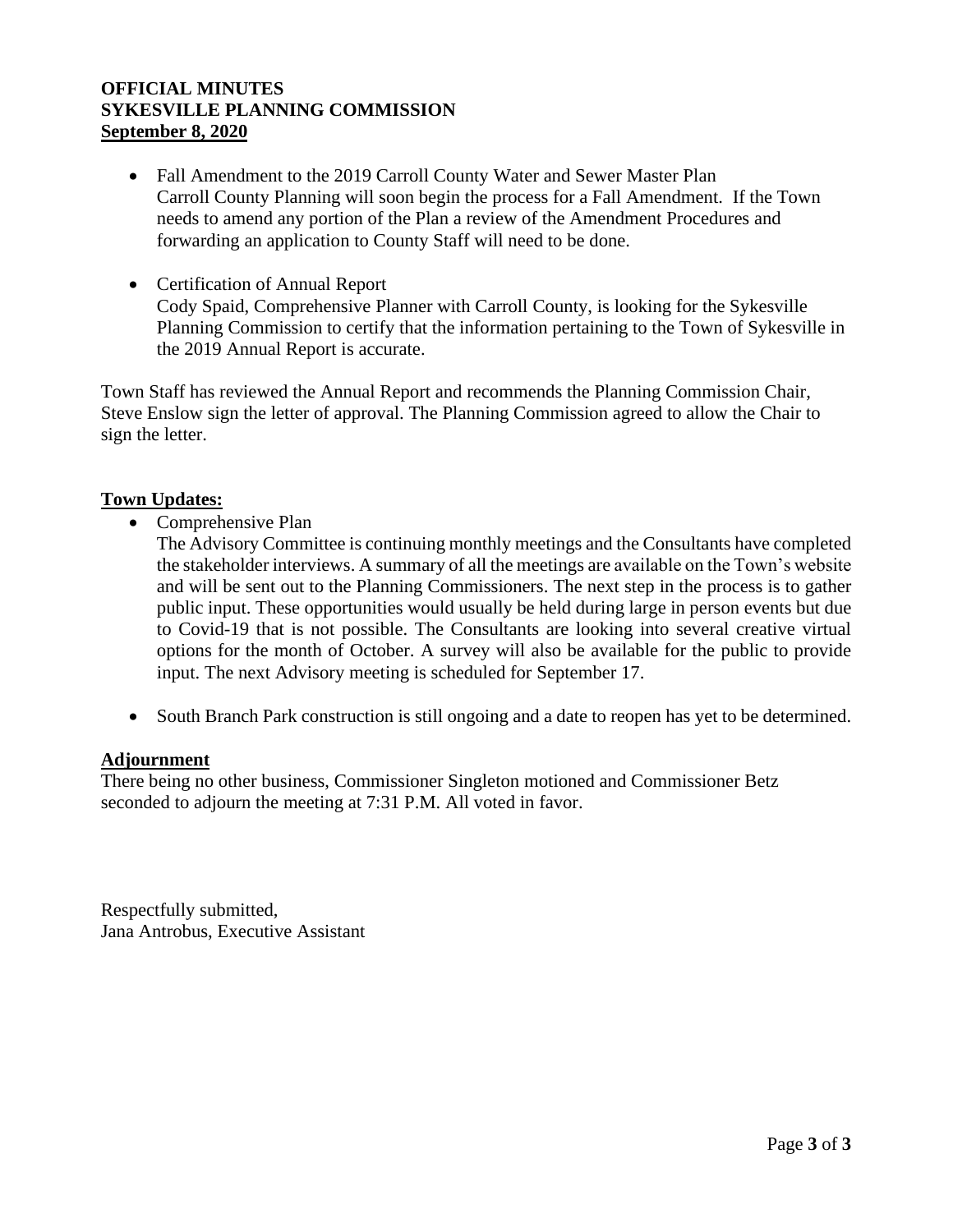**OFFICIAL MINUTES**
**SYKESVILLE PLANNING COMMISSION**
**September 8, 2020**

- Fall Amendment to the 2019 Carroll County Water and Sewer Master Plan
  Carroll County Planning will soon begin the process for a Fall Amendment. If the Town needs to amend any portion of the Plan a review of the Amendment Procedures and forwarding an application to County Staff will need to be done.

- Certification of Annual Report
  Cody Spaid, Comprehensive Planner with Carroll County, is looking for the Sykesville Planning Commission to certify that the information pertaining to the Town of Sykesville in the 2019 Annual Report is accurate.

Town Staff has reviewed the Annual Report and recommends the Planning Commission Chair, Steve Enslow sign the letter of approval. The Planning Commission agreed to allow the Chair to sign the letter.

## Town Updates:

- Comprehensive Plan
  The Advisory Committee is continuing monthly meetings and the Consultants have completed the stakeholder interviews. A summary of all the meetings are available on the Town's website and will be sent out to the Planning Commissioners. The next step in the process is to gather public input. These opportunities would usually be held during large in person events but due to Covid-19 that is not possible. The Consultants are looking into several creative virtual options for the month of October. A survey will also be available for the public to provide input. The next Advisory meeting is scheduled for September 17.

- South Branch Park construction is still ongoing and a date to reopen has yet to be determined.

## Adjournment

There being no other business, Commissioner Singleton motioned and Commissioner Betz seconded to adjourn the meeting at 7:31 P.M. All voted in favor.

Respectfully submitted,
Jana Antrobus, Executive Assistant